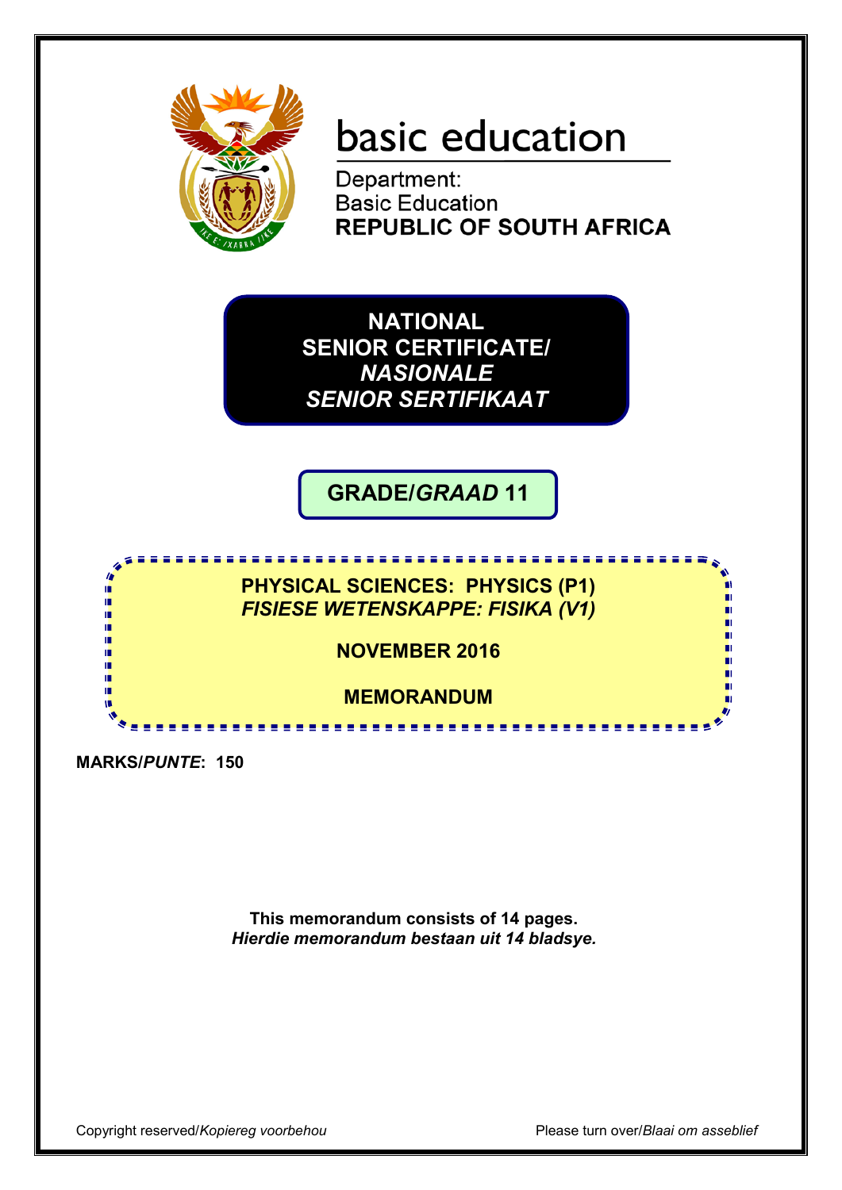basic education

Department:
Basic Education
**REPUBLIC OF SOUTH AFRICA**

# NATIONAL SENIOR CERTIFICATE/ *NASIONALE SENIOR SERTIFIKAAT*

## GRADE/*GRAAD* 11

**PHYSICAL SCIENCES: PHYSICS (P1)**
***FISIESE WETENSKAPPE: FISIKA (V1)***

**NOVEMBER 2016**

**MEMORANDUM**

**MARKS/*PUNTE*: 150**

**This memorandum consists of 14 pages.**
***Hierdie memorandum bestaan uit 14 bladsye.***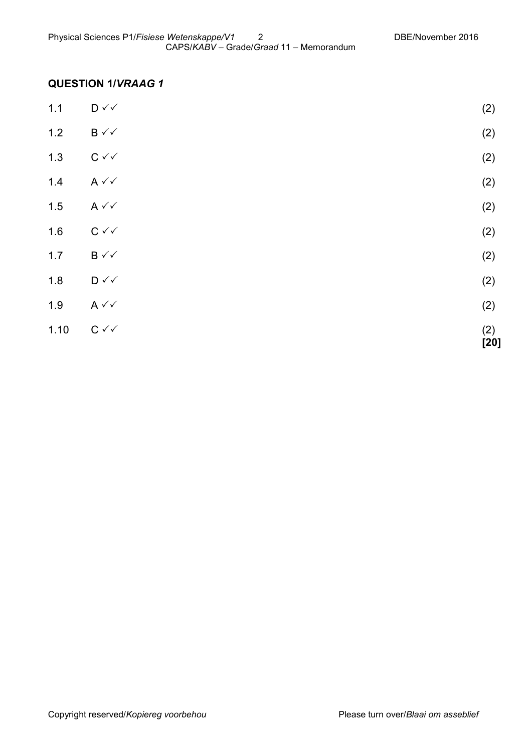## QUESTION 1/*VRAAG 1*

| | | |
|---|---|---|
| 1.1 | D ✓✓ | (2) |
| 1.2 | B ✓✓ | (2) |
| 1.3 | C ✓✓ | (2) |
| 1.4 | A ✓✓ | (2) |
| 1.5 | A ✓✓ | (2) |
| 1.6 | C ✓✓ | (2) |
| 1.7 | B ✓✓ | (2) |
| 1.8 | D ✓✓ | (2) |
| 1.9 | A ✓✓ | (2) |
| 1.10 | C ✓✓ | (2) **[20]** |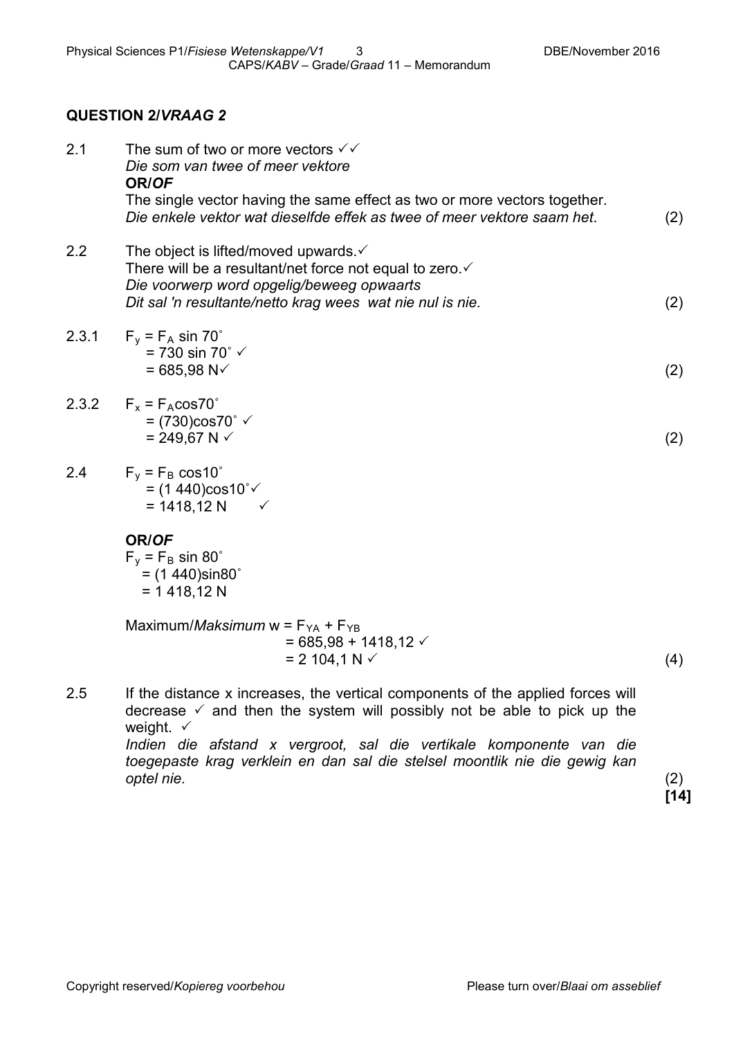## QUESTION 2/*VRAAG 2*

2.1 The sum of two or more vectors ✓✓
*Die som van twee of meer vektore*
**OR/*OF***
The single vector having the same effect as two or more vectors together.
*Die enkele vektor wat dieselfde effek as twee of meer vektore saam het.* (2)

2.2 The object is lifted/moved upwards.✓
There will be a resultant/net force not equal to zero.✓
*Die voorwerp word opgelig/beweeg opwaarts*
*Dit sal 'n resultante/netto krag wees wat nie nul is nie.* (2)

2.3.1 $F_y = F_A \sin 70^\circ$
$= 730 \sin 70^\circ$ ✓
$= 685{,}98$ N✓ (2)

2.3.2 $F_x = F_A \cos 70^\circ$
$= (730)\cos 70^\circ$ ✓
$= 249{,}67$ N ✓ (2)

2.4 $F_y = F_B \cos 10^\circ$
$= (1\ 440)\cos 10^\circ$✓
$= 1418{,}12$ N ✓

**OR/*OF***
$F_y = F_B \sin 80^\circ$
$= (1\ 440)\sin 80^\circ$
$= 1\ 418{,}12$ N

Maximum/*Maksimum* $w = F_{YA} + F_{YB}$
$= 685{,}98 + 1418{,}12$ ✓
$= 2\ 104{,}1$ N ✓ (4)

2.5 If the distance x increases, the vertical components of the applied forces will decrease ✓ and then the system will possibly not be able to pick up the weight. ✓
*Indien die afstand x vergroot, sal die vertikale komponente van die toegepaste krag verklein en dan sal die stelsel moontlik nie die gewig kan optel nie.* (2)
**[14]**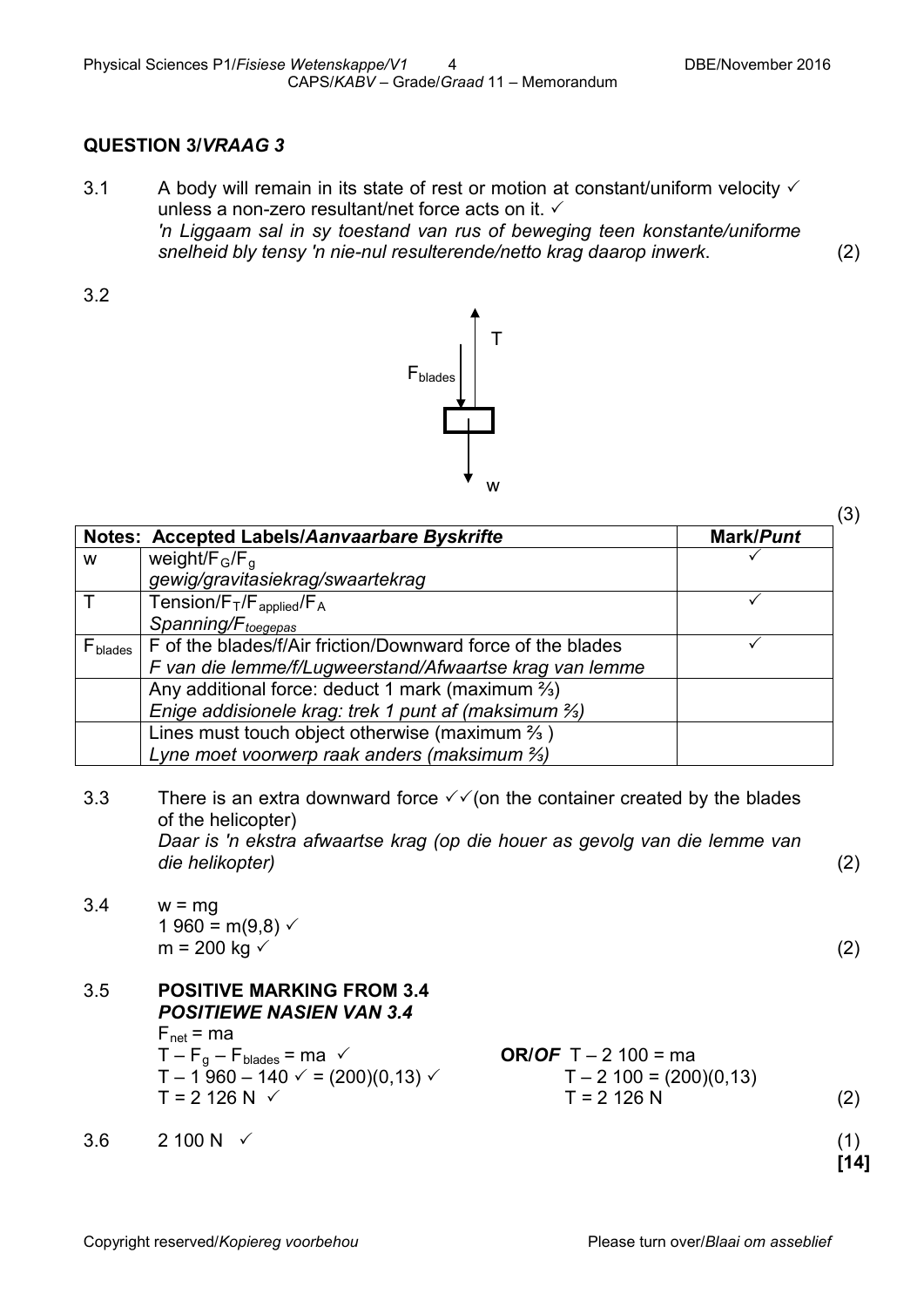## QUESTION 3/*VRAAG 3*

3.1 A body will remain in its state of rest or motion at constant/uniform velocity ✓ unless a non-zero resultant/net force acts on it. ✓
*'n Liggaam sal in sy toestand van rus of beweging teen konstante/uniforme snelheid bly tensy 'n nie-nul resulterende/netto krag daarop inwerk.* (2)

3.2

T

$F_{blades}$

w

(3)

| Notes: Accepted Labels/*Aanvaarbare Byskrifte* | | Mark/*Punt* |
|---|---|---|
| w | weight/$F_G$/$F_g$ <br> *gewig/gravitasiekrag/swaartekrag* | ✓ |
| T | Tension/$F_T$/$F_{applied}$/$F_A$ <br> *Spanning/$F_{toegepas}$* | ✓ |
| $F_{blades}$ | F of the blades/f/Air friction/Downward force of the blades <br> *F van die lemme/f/Lugweerstand/Afwaartse krag van lemme* | ✓ |
| | Any additional force: deduct 1 mark (maximum ⅔) <br> *Enige addisionele krag: trek 1 punt af (maksimum ⅔)* | |
| | Lines must touch object otherwise (maximum ⅔ ) <br> *Lyne moet voorwerp raak anders (maksimum ⅔)* | |

3.3 There is an extra downward force ✓✓(on the container created by the blades of the helicopter)
*Daar is 'n ekstra afwaartse krag (op die houer as gevolg van die lemme van die helikopter)* (2)

3.4 $w = mg$
$1\ 960 = m(9,8)$ ✓
$m = 200$ kg ✓ (2)

3.5 **POSITIVE MARKING FROM 3.4**
***POSITIEWE NASIEN VAN 3.4***

$F_{net} = ma$
$T - F_g - F_{blades} = ma$ ✓
$T - 1\ 960 - 140$ ✓ $= (200)(0,13)$ ✓
$T = 2\ 126$ N ✓

**OR/*OF*** $T - 2\ 100 = ma$
$T - 2\ 100 = (200)(0,13)$
$T = 2\ 126$ N (2)

3.6 2 100 N ✓ (1)

**[14]**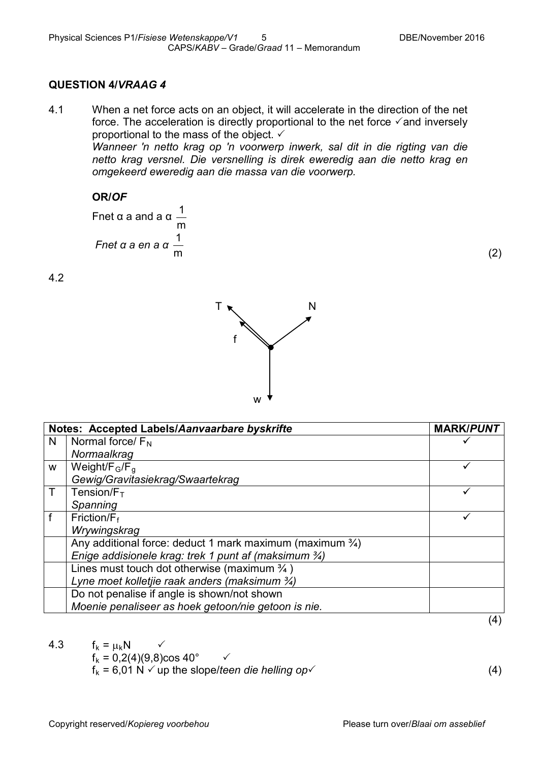## QUESTION 4/*VRAAG 4*

4.1 When a net force acts on an object, it will accelerate in the direction of the net force. The acceleration is directly proportional to the net force ✓and inversely proportional to the mass of the object. ✓
*Wanneer 'n netto krag op 'n voorwerp inwerk, sal dit in die rigting van die netto krag versnel. Die versnelling is direk eweredig aan die netto krag en omgekeerd eweredig aan die massa van die voorwerp.*

**OR/*OF***

Fnet α a and a α $\frac{1}{m}$

*Fnet α a en a α* $\frac{1}{m}$ (2)

4.2

T, N, f, w

| | Notes: Accepted Labels/*Aanvaarbare byskrifte* | MARK/*PUNT* |
|---|---|---|
| N | Normal force/ $F_N$ *Normaalkrag* | ✓ |
| w | Weight/$F_G$/$F_g$ *Gewig/Gravitasiekrag/Swaartekrag* | ✓ |
| T | Tension/$F_T$ *Spanning* | ✓ |
| f | Friction/$F_f$ *Wrywingskrag* | ✓ |
| | Any additional force: deduct 1 mark maximum (maximum ¾) *Enige addisionele krag: trek 1 punt af (maksimum ¾)* | |
| | Lines must touch dot otherwise (maximum ¾ ) *Lyne moet kolletjie raak anders (maksimum ¾)* | |
| | Do not penalise if angle is shown/not shown *Moenie penaliseer as hoek getoon/nie getoon is nie.* | |

(4)

4.3 $f_k = \mu_k N$ ✓
$f_k = 0{,}2(4)(9{,}8)\cos 40°$ ✓
$f_k = 6{,}01$ N ✓ up the slope/*teen die helling op*✓ (4)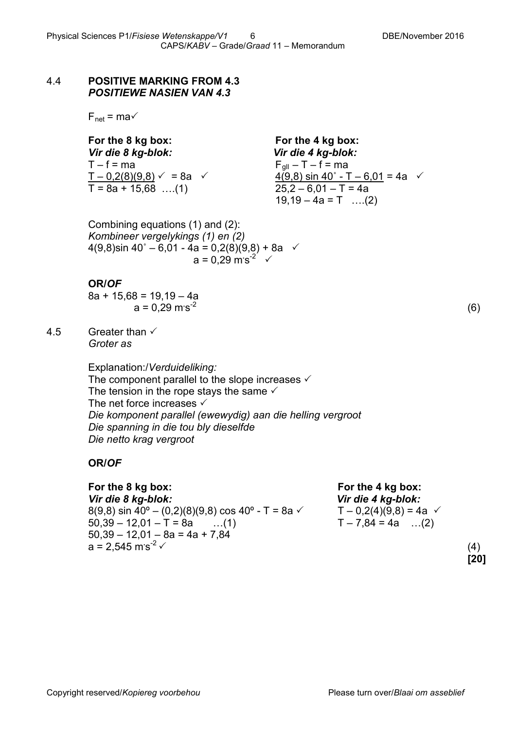4.4 **POSITIVE MARKING FROM 4.3**
***POSITIEWE NASIEN VAN 4.3***

$F_{net} = ma$ ✓

**For the 8 kg box:**
***Vir die 8 kg-blok:***

$T - f = ma$

$\underline{T - 0{,}2(8)(9{,}8)}$ ✓ $= 8a$ ✓

$T = 8a + 15{,}68$ ….(1)

**For the 4 kg box:**
***Vir die 4 kg-blok:***

$F_{g\parallel} - T - f = ma$

$\underline{4(9{,}8)\sin 40^\circ - T - 6{,}01} = 4a$ ✓

$25{,}2 - 6{,}01 - T = 4a$

$19{,}19 - 4a = T$ ….(2)

Combining equations (1) and (2):
*Kombineer vergelykings (1) en (2)*

$4(9{,}8)\sin 40^\circ - 6{,}01 - 4a = 0{,}2(8)(9{,}8) + 8a$ ✓

$a = 0{,}29\ m{\cdot}s^{-2}$ ✓

**OR/*OF***

$8a + 15{,}68 = 19{,}19 - 4a$

$a = 0{,}29\ m{\cdot}s^{-2}$ (6)

4.5 Greater than ✓
*Groter as*

Explanation:/*Verduideliking:*
The component parallel to the slope increases ✓
The tension in the rope stays the same ✓
The net force increases ✓
*Die komponent parallel (ewewydig) aan die helling vergroot*
*Die spanning in die tou bly dieselfde*
*Die netto krag vergroot*

**OR/*OF***

**For the 8 kg box:**
***Vir die 8 kg-blok:***

$8(9{,}8)\sin 40^\circ - (0{,}2)(8)(9{,}8)\cos 40^\circ - T = 8a$ ✓

$50{,}39 - 12{,}01 - T = 8a$ …(1)

$50{,}39 - 12{,}01 - 8a = 4a + 7{,}84$

$a = 2{,}545\ m{\cdot}s^{-2}$ ✓

**For the 4 kg box:**
***Vir die 4 kg-blok:***

$T - 0{,}2(4)(9{,}8) = 4a$ ✓

$T - 7{,}84 = 4a$ …(2)

(4)
**[20]**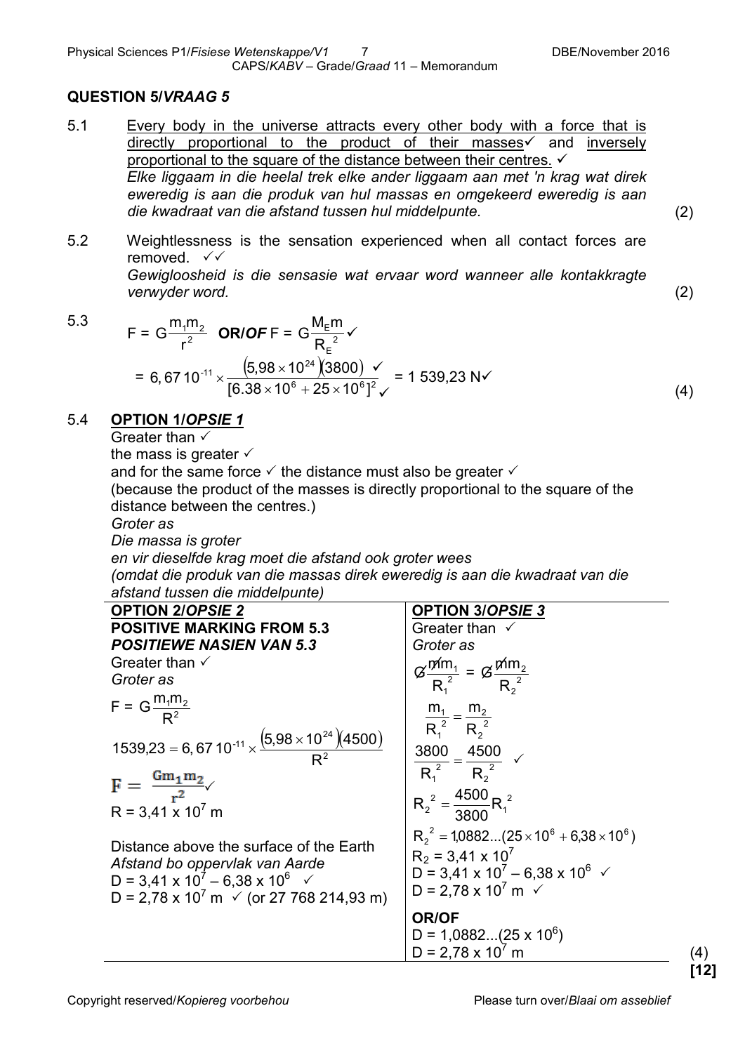## QUESTION 5/*VRAAG 5*

5.1 Every body in the universe attracts every other body with a force that is directly proportional to the product of their masses ✓ and inversely proportional to the square of the distance between their centres. ✓
*Elke liggaam in die heelal trek elke ander liggaam aan met 'n krag wat direk eweredig is aan die produk van hul massas en omgekeerd eweredig is aan die kwadraat van die afstand tussen hul middelpunte.* (2)

5.2 Weightlessness is the sensation experienced when all contact forces are removed. ✓✓
*Gewigloosheid is die sensasie wat ervaar word wanneer alle kontakkragte verwyder word.* (2)

5.3

$$F = G\frac{m_1m_2}{r^2} \quad \textbf{OR/OF} \quad F = G\frac{M_E m}{R_E^{\ 2}} ✓$$

$$= 6,67 \times 10^{-11} \times \frac{(5,98\times10^{24})(3800)}{[6.38\times10^6 + 25\times10^6]^2} ✓ ✓ = 1\ 539,23\ \text{N} ✓$$

(4)

5.4 **OPTION 1/*OPSIE 1***

Greater than ✓
the mass is greater ✓
and for the same force ✓ the distance must also be greater ✓
(because the product of the masses is directly proportional to the square of the distance between the centres.)
*Groter as*
*Die massa is groter*
*en vir dieselfde krag moet die afstand ook groter wees*
*(omdat die produk van die massas direk eweredig is aan die kwadraat van die afstand tussen die middelpunte)*

| **OPTION 2/*OPSIE 2*** **POSITIVE MARKING FROM 5.3** ***POSITIEWE NASIEN VAN 5.3*** | **OPTION 3/*OPSIE 3*** |
|---|---|
| Greater than ✓ *Groter as* | Greater than ✓ *Groter as* |
| $F = G\frac{m_1m_2}{R^2}$ | $\cancel{G}\frac{\cancel{m}m_1}{R_1^{\ 2}} = \cancel{G}\frac{\cancel{m}m_2}{R_2^{\ 2}}$ |
| $1539,23 = 6,67 \times 10^{-11} \times \frac{(5,98\times10^{24})(4500)}{R^2}$ | $\frac{m_1}{R_1^{\ 2}} = \frac{m_2}{R_2^{\ 2}}$ |
| $F = \frac{Gm_1m_2}{r^2}$ ✓ | $\frac{3800}{R_1^{\ 2}} = \frac{4500}{R_2^{\ 2}}$ ✓ |
| $R = 3,41 \times 10^7$ m | $R_2^{\ 2} = \frac{4500}{3800}R_1^{\ 2}$ |
| Distance above the surface of the Earth *Afstand bo oppervlak van Aarde* | $R_2^{\ 2} = 1,0882...(25\times10^6 + 6,38\times10^6)$ |
| $D = 3,41 \times 10^7 - 6,38 \times 10^6$ ✓ | $R_2 = 3,41 \times 10^7$ |
| $D = 2,78 \times 10^7$ m ✓ (or 27 768 214,93 m) | $D = 3,41 \times 10^7 - 6,38 \times 10^6$ ✓ |
| | $D = 2,78 \times 10^7$ m ✓ |
| | **OR/OF** |
| | $D = 1,0882...(25 \times 10^6)$ |
| | $D = 2,78 \times 10^7$ m |

(4)
**[12]**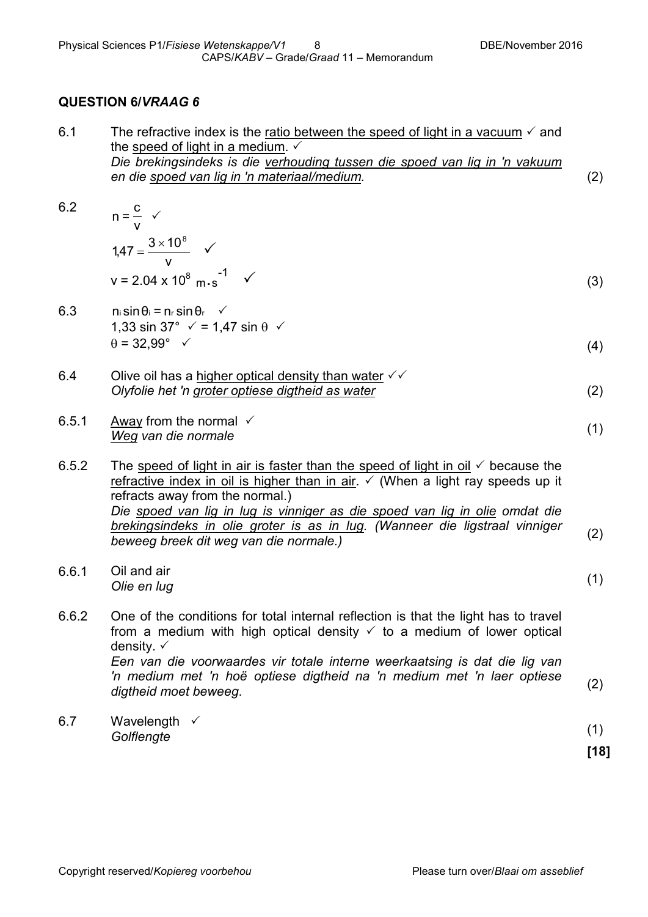## QUESTION 6/*VRAAG 6*

**6.1** The refractive index is the <u>ratio between the speed of light in a vacuum</u> ✓ and the <u>speed of light in a medium</u>. ✓
*Die brekingsindeks is die <u>verhouding tussen die spoed van lig in 'n vakuum</u> en die <u>spoed van lig in 'n materiaal/medium</u>.* (2)

**6.2**

$n = \frac{c}{v}$ ✓

$1{,}47 = \frac{3 \times 10^8}{v}$ ✓

$v = 2.04 \times 10^8 \text{ m·s}^{-1}$ ✓ (3)

**6.3**

$n_i \sin\theta_i = n_r \sin\theta_r$ ✓

$1{,}33 \sin 37°$ ✓ $= 1{,}47 \sin\theta$ ✓

$\theta = 32{,}99°$ ✓ (4)

**6.4** Olive oil has a <u>higher optical density than water</u> ✓✓
*Olyfolie het 'n <u>groter optiese digtheid as water</u>* (2)

**6.5.1** <u>Away</u> from the normal ✓
*<u>Weg</u> van die normale* (1)

**6.5.2** The <u>speed of light in air is faster than the speed of light in oil</u> ✓ because the <u>refractive index in oil is higher than in air</u>. ✓ (When a light ray speeds up it refracts away from the normal.)
*Die <u>spoed van lig in lug is vinniger as die spoed van lig in olie</u> omdat die <u>brekingsindeks in olie groter is as in lug</u>. (Wanneer die ligstraal vinniger beweeg breek dit weg van die normale.)* (2)

**6.6.1** Oil and air
*Olie en lug* (1)

**6.6.2** One of the conditions for total internal reflection is that the light has to travel from a medium with high optical density ✓ to a medium of lower optical density. ✓
*Een van die voorwaardes vir totale interne weerkaatsing is dat die lig van 'n medium met 'n hoë optiese digtheid na 'n medium met 'n laer optiese digtheid moet beweeg.* (2)

**6.7** Wavelength ✓
*Golflengte* (1)

**[18]**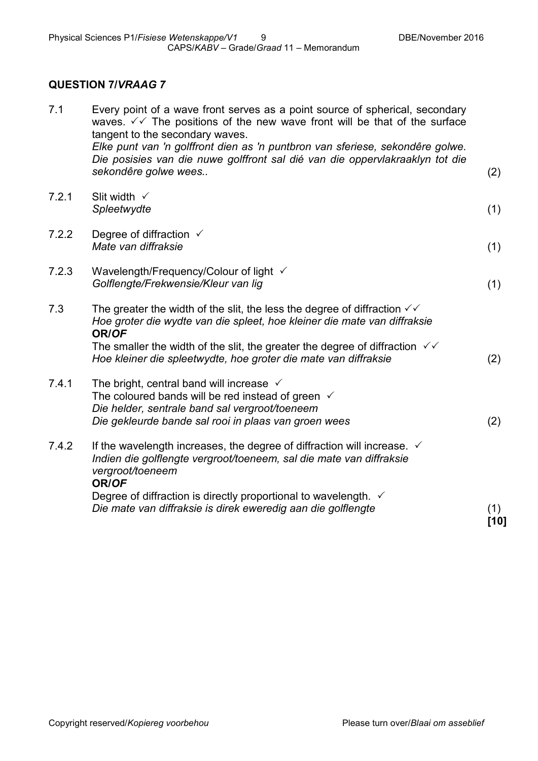## QUESTION 7/*VRAAG 7*

| | | |
|---|---|---|
| 7.1 | Every point of a wave front serves as a point source of spherical, secondary waves. ✓✓ The positions of the new wave front will be that of the surface tangent to the secondary waves.<br>*Elke punt van 'n golffront dien as 'n puntbron van sferiese, sekondêre golwe. Die posisies van die nuwe golffront sal dié van die oppervlakraaklyn tot die sekondêre golwe wees..* | (2) |
| 7.2.1 | Slit width ✓<br>*Spleetwydte* | (1) |
| 7.2.2 | Degree of diffraction ✓<br>*Mate van diffraksie* | (1) |
| 7.2.3 | Wavelength/Frequency/Colour of light ✓<br>*Golflengte/Frekwensie/Kleur van lig* | (1) |
| 7.3 | The greater the width of the slit, the less the degree of diffraction ✓✓<br>*Hoe groter die wydte van die spleet, hoe kleiner die mate van diffraksie*<br>**OR/*OF***<br>The smaller the width of the slit, the greater the degree of diffraction ✓✓<br>*Hoe kleiner die spleetwydte, hoe groter die mate van diffraksie* | (2) |
| 7.4.1 | The bright, central band will increase ✓<br>The coloured bands will be red instead of green ✓<br>*Die helder, sentrale band sal vergroot/toeneem*<br>*Die gekleurde bande sal rooi in plaas van groen wees* | (2) |
| 7.4.2 | If the wavelength increases, the degree of diffraction will increase. ✓<br>*Indien die golflengte vergroot/toeneem, sal die mate van diffraksie vergroot/toeneem*<br>**OR/*OF***<br>Degree of diffraction is directly proportional to wavelength. ✓<br>*Die mate van diffraksie is direk eweredig aan die golflengte* | (1)<br>**[10]** |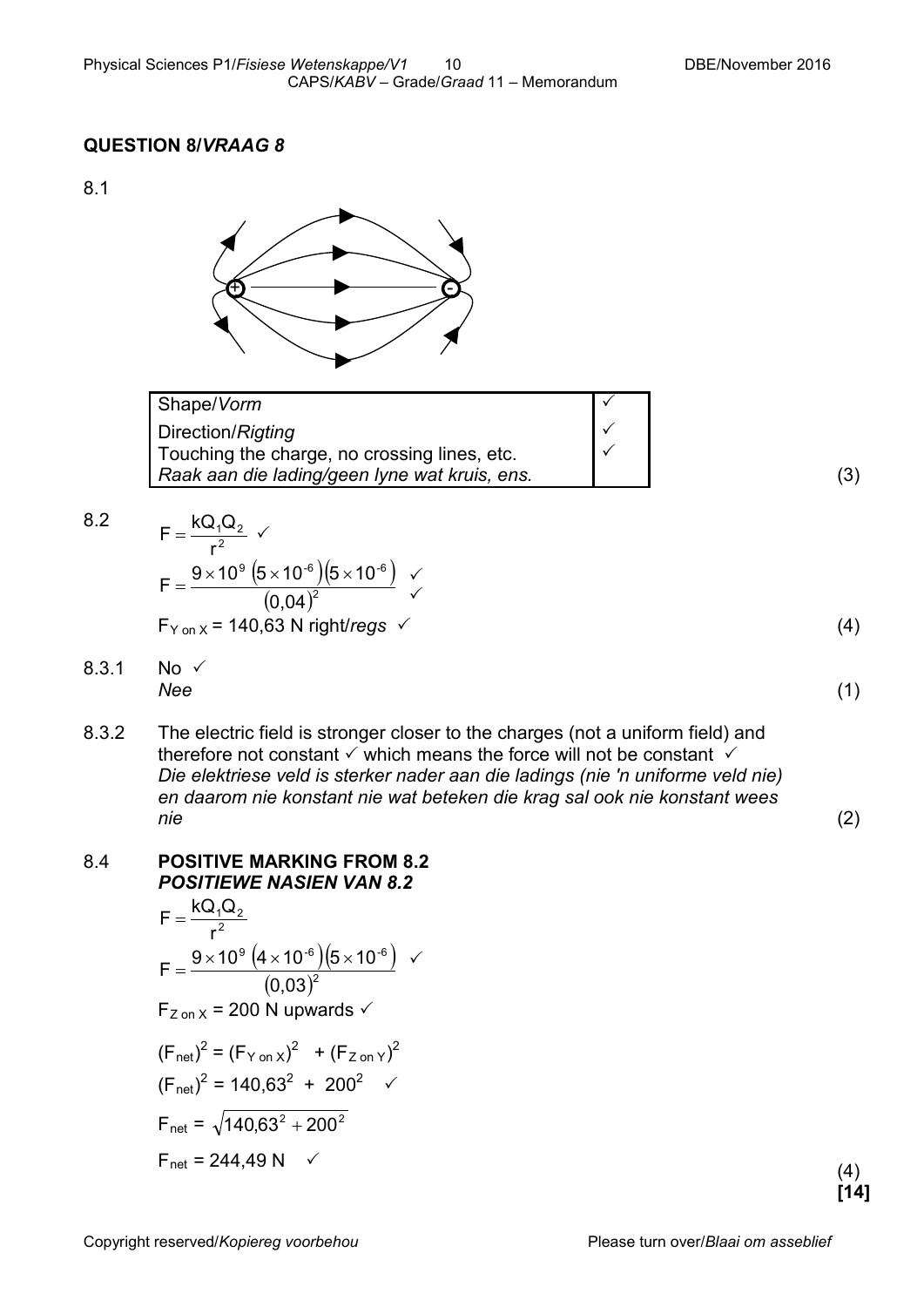## QUESTION 8/*VRAAG 8*

8.1

| Shape/*Vorm* | ✓ |
|---|---|
| Direction/*Rigting* | ✓ |
| Touching the charge, no crossing lines, etc. *Raak aan die lading/geen lyne wat kruis, ens.* | ✓ |

(3)

8.2

$$F = \frac{kQ_1Q_2}{r^2} \checkmark$$

$$F = \frac{9 \times 10^9 \left(5 \times 10^{-6}\right)\left(5 \times 10^{-6}\right)}{\left(0{,}04\right)^2} \checkmark \checkmark$$

$F_{Y \text{ on } X}$ = 140,63 N right/*regs* ✓ (4)

8.3.1 No ✓
*Nee* (1)

8.3.2 The electric field is stronger closer to the charges (not a uniform field) and therefore not constant ✓ which means the force will not be constant ✓
*Die elektriese veld is sterker nader aan die ladings (nie 'n uniforme veld nie) en daarom nie konstant nie wat beteken die krag sal ook nie konstant wees nie* (2)

8.4 **POSITIVE MARKING FROM 8.2**
***POSITIEWE NASIEN VAN 8.2***

$$F = \frac{kQ_1Q_2}{r^2}$$

$$F = \frac{9 \times 10^9 \left(4 \times 10^{-6}\right)\left(5 \times 10^{-6}\right)}{\left(0{,}03\right)^2} \checkmark$$

$F_{Z \text{ on } X}$ = 200 N upwards ✓

$(F_{net})^2 = (F_{Y \text{ on } X})^2 + (F_{Z \text{ on } Y})^2$

$(F_{net})^2 = 140{,}63^2 + 200^2$ ✓

$F_{net} = \sqrt{140{,}63^2 + 200^2}$

$F_{net}$ = 244,49 N ✓ (4)

**[14]**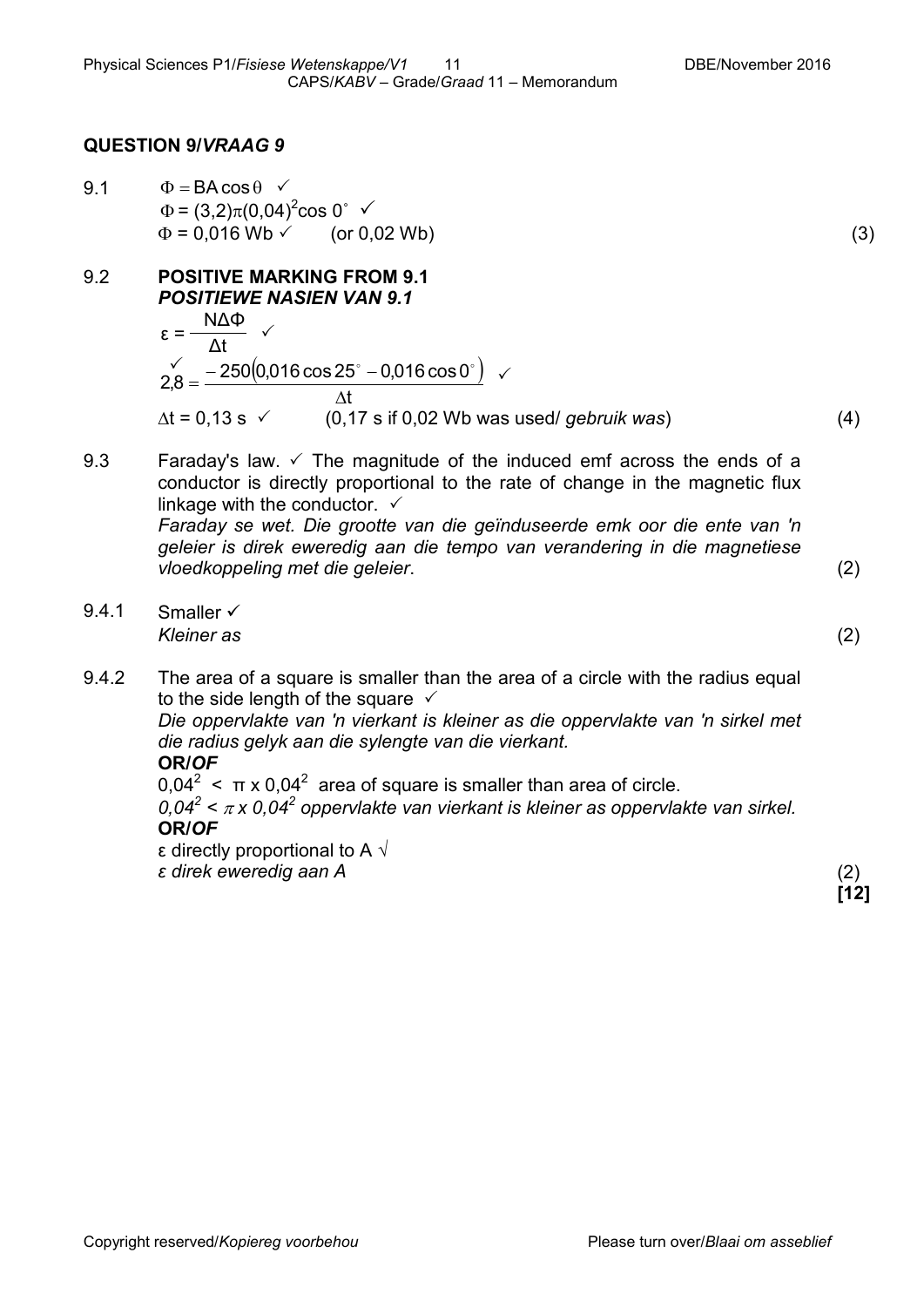## QUESTION 9/*VRAAG 9*

9.1 $\Phi = BA\cos\theta$ ✓

$\Phi = (3,2)\pi(0,04)^2\cos 0^\circ$ ✓

$\Phi = 0,016$ Wb ✓ (or 0,02 Wb) (3)

9.2 **POSITIVE MARKING FROM 9.1**
***POSITIEWE NASIEN VAN 9.1***

$\varepsilon = \frac{N\Delta\Phi}{\Delta t}$ ✓

$2,8 = \frac{-250(0,016\cos 25^\circ - 0,016\cos 0^\circ)}{\Delta t}$ ✓ ✓

$\Delta t = 0,13$ s ✓ (0,17 s if 0,02 Wb was used/ *gebruik was*) (4)

9.3 Faraday's law. ✓ The magnitude of the induced emf across the ends of a conductor is directly proportional to the rate of change in the magnetic flux linkage with the conductor. ✓
*Faraday se wet. Die grootte van die geïnduseerde emk oor die ente van 'n geleier is direk eweredig aan die tempo van verandering in die magnetiese vloedkoppeling met die geleier.* (2)

9.4.1 Smaller ✓
*Kleiner as* (2)

9.4.2 The area of a square is smaller than the area of a circle with the radius equal to the side length of the square ✓
*Die oppervlakte van 'n vierkant is kleiner as die oppervlakte van 'n sirkel met die radius gelyk aan die sylengte van die vierkant.*
**OR/*OF***
$0,04^2 < \pi \times 0,04^2$ area of square is smaller than area of circle.
*$0,04^2 < \pi \times 0,04^2$ oppervlakte van vierkant is kleiner as oppervlakte van sirkel.*
**OR/*OF***
ε directly proportional to A √
*ε direk eweredig aan A* (2)

**[12]**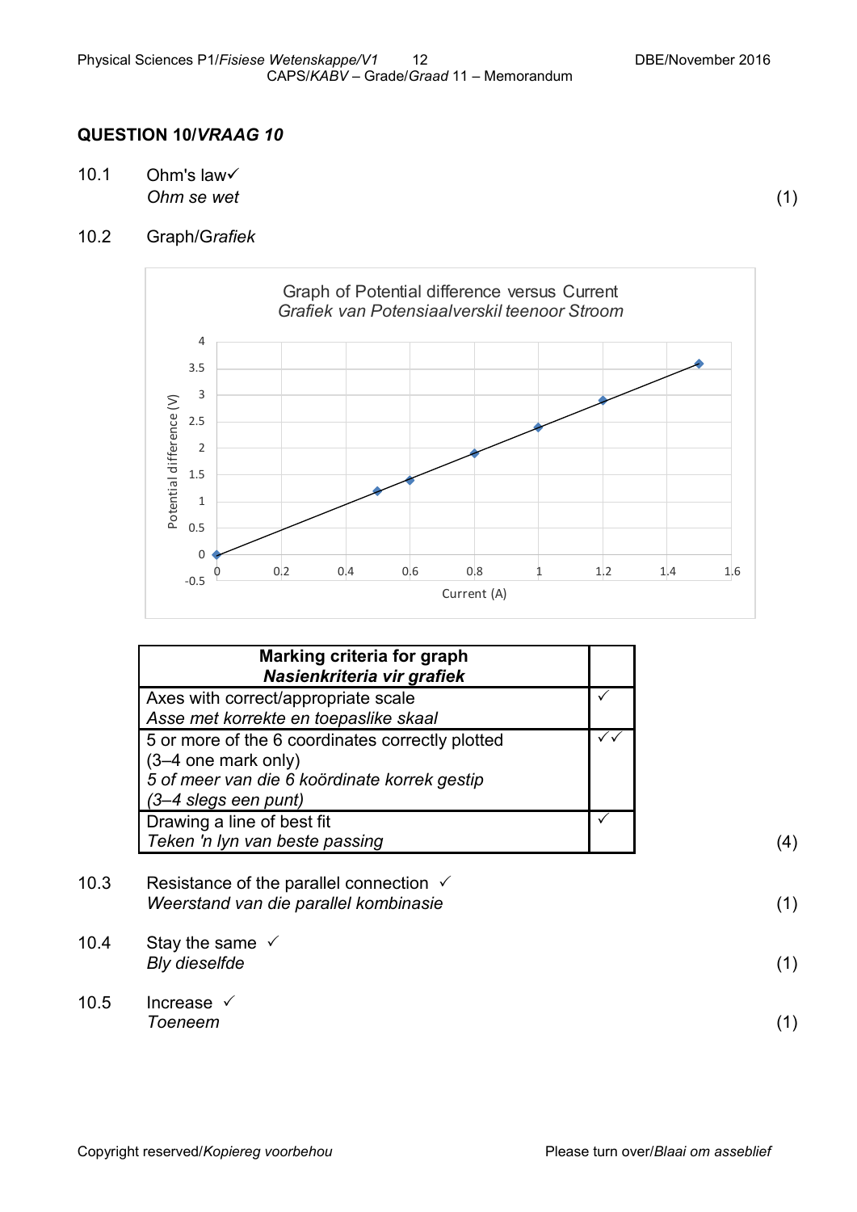## QUESTION 10/*VRAAG 10*

10.1 Ohm's law✓
*Ohm se wet* (1)

10.2 Graph/*Grafiek*

Graph of Potential difference versus Current
*Grafiek van Potensiaalverskil teenoor Stroom*

| Marking criteria for graph *Nasienkriteria vir grafiek* | |
|---|---|
| Axes with correct/appropriate scale *Asse met korrekte en toepaslike skaal* | ✓ |
| 5 or more of the 6 coordinates correctly plotted (3–4 one mark only) *5 of meer van die 6 koördinate korrek gestip (3–4 slegs een punt)* | ✓✓ |
| Drawing a line of best fit *Teken 'n lyn van beste passing* | ✓ |

(4)

10.3 Resistance of the parallel connection ✓
*Weerstand van die parallel kombinasie* (1)

10.4 Stay the same ✓
*Bly dieselfde* (1)

10.5 Increase ✓
*Toeneem* (1)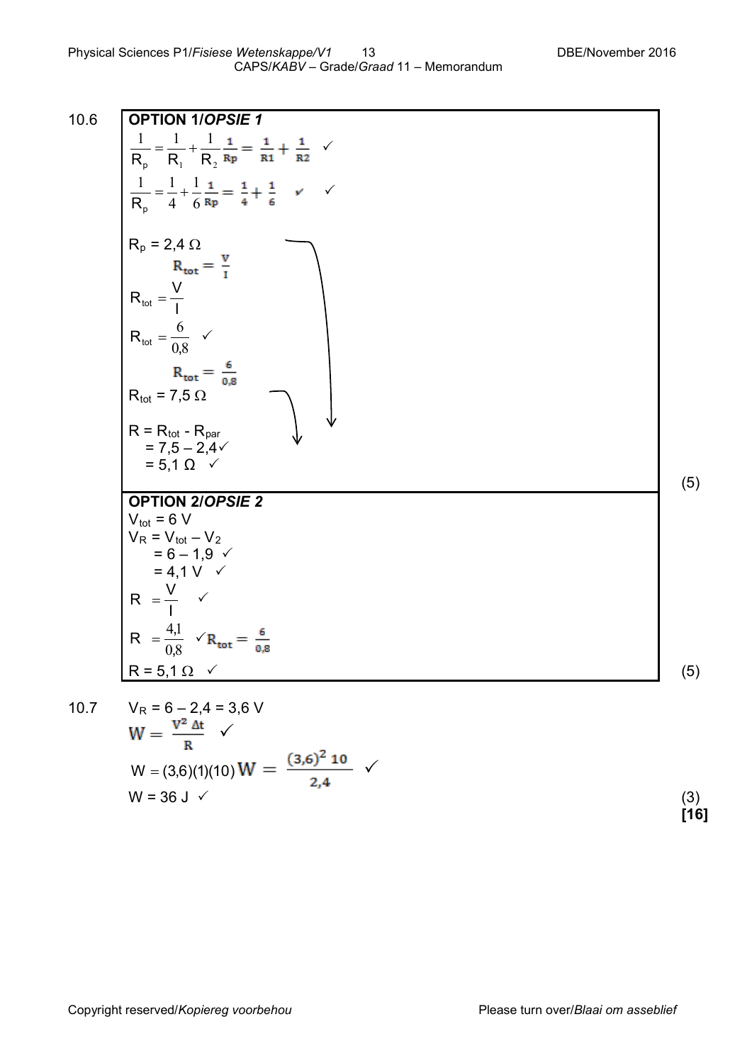10.6

**OPTION 1/*OPSIE 1***

$\frac{1}{R_p} = \frac{1}{R_1} + \frac{1}{R_2}$ $\frac{1}{Rp} = \frac{1}{R1} + \frac{1}{R2}$ ✓

$\frac{1}{R_p} = \frac{1}{4} + \frac{1}{6}$ $\frac{1}{Rp} = \frac{1}{4} + \frac{1}{6}$ ✓ ✓

$R_p = 2,4\ \Omega$

$R_{tot} = \frac{V}{I}$

$R_{tot} = \frac{V}{I}$

$R_{tot} = \frac{6}{0,8}$ ✓

$R_{tot} = \frac{6}{0,8}$

$R_{tot} = 7,5\ \Omega$

$R = R_{tot} - R_{par}$
$= 7,5 - 2,4$ ✓
$= 5,1\ \Omega$ ✓

(5)

**OPTION 2/*OPSIE 2***

$V_{tot} = 6\ V$

$V_R = V_{tot} - V_2$
$= 6 - 1,9$ ✓
$= 4,1\ V$ ✓

$R = \frac{V}{I}$ ✓

$R = \frac{4,1}{0,8}$ ✓ $R_{tot} = \frac{6}{0,8}$

$R = 5,1\ \Omega$ ✓

(5)

10.7 $V_R = 6 - 2,4 = 3,6\ V$

$W = \frac{V^2 \Delta t}{R}$ ✓

$W = (3,6)(1)(10)$ $W = \frac{(3,6)^2\ 10}{2,4}$ ✓

$W = 36\ J$ ✓

(3)

**[16]**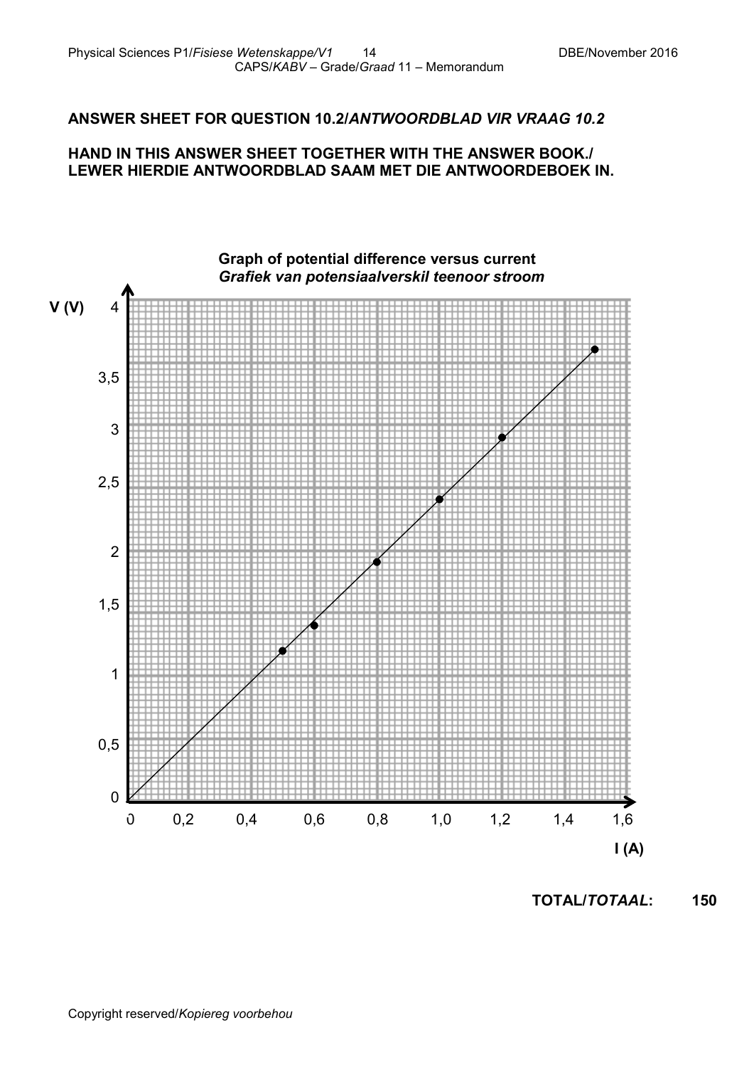**ANSWER SHEET FOR QUESTION 10.2/*ANTWOORDBLAD VIR VRAAG 10.2***

**HAND IN THIS ANSWER SHEET TOGETHER WITH THE ANSWER BOOK./ LEWER HIERDIE ANTWOORDBLAD SAAM MET DIE ANTWOORDEBOEK IN.**

**Graph of potential difference versus current**
***Grafiek van potensiaalverskil teenoor stroom***

V (V)

4
3,5
3
2,5
2
1,5
1
0,5
0

0
0,2
0,4
0,6
0,8
1,0
1,2
1,4
1,6

I (A)

**TOTAL/*TOTAAL*: 150**